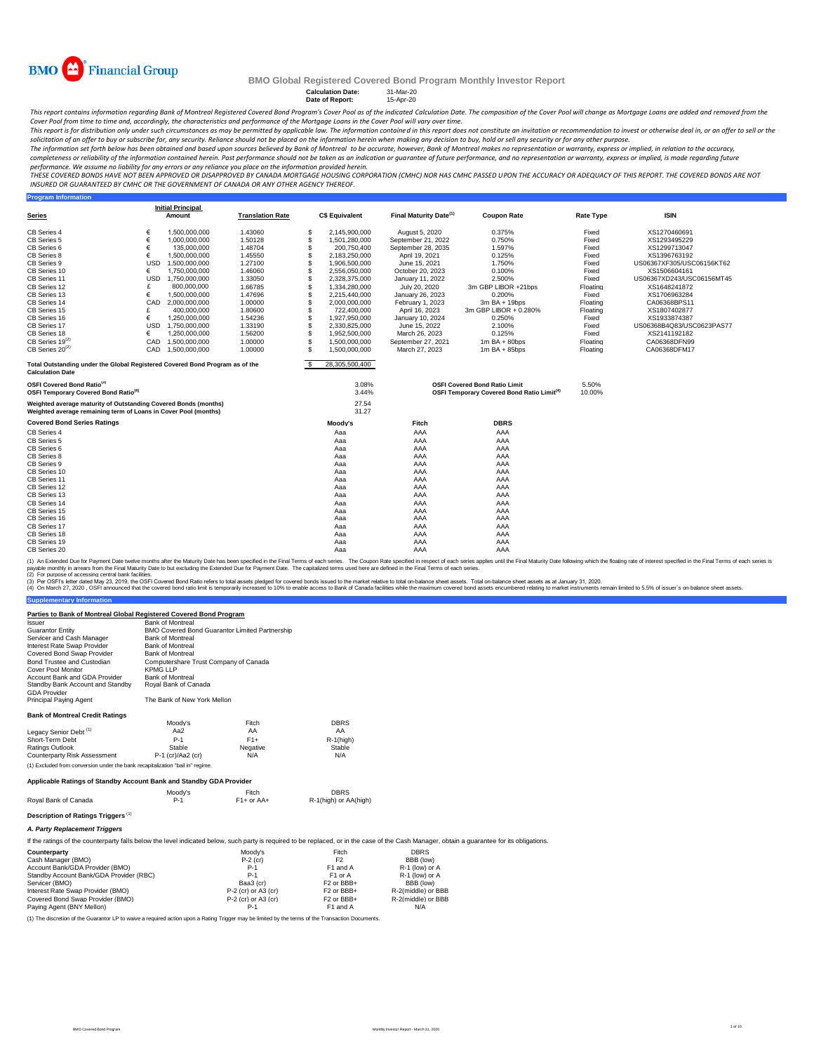BMO Financial Group

# BMO Global Registered Covered Bond Program Monthly Investor Report

**Calculation Date:** 31-Mar-20
**Date of Report:** 15-Apr-20

*This report contains information regarding Bank of Montreal Registered Covered Bond Program's Cover Pool as of the indicated Calculation Date. The composition of the Cover Pool will change as Mortgage Loans are added and removed from the Cover Pool from time to time and, accordingly, the characteristics and performance of the Mortgage Loans in the Cover Pool will vary over time.*

*This report is for distribution only under such circumstances as may be permitted by applicable law. The information contained in this report does not constitute an invitation or recommendation to invest or otherwise deal in, or an offer to sell or the solicitation of an offer to buy or subscribe for, any security. Reliance should not be placed on the information herein when making any decision to buy, hold or sell any security or for any other purpose.*

*The information set forth below has been obtained and based upon sources believed by Bank of Montreal to be accurate, however, Bank of Montreal makes no representation or warranty, express or implied, in relation to the accuracy, completeness or reliability of the information contained herein. Past performance should not be taken as an indication or guarantee of future performance, and no representation or warranty, express or implied, is made regarding future performance. We assume no liability for any errors or any reliance you place on the information provided herein.*

*THESE COVERED BONDS HAVE NOT BEEN APPROVED OR DISAPPROVED BY CANADA MORTGAGE HOUSING CORPORATION (CMHC) NOR HAS CMHC PASSED UPON THE ACCURACY OR ADEQUACY OF THIS REPORT. THE COVERED BONDS ARE NOT INSURED OR GUARANTEED BY CMHC OR THE GOVERNMENT OF CANADA OR ANY OTHER AGENCY THEREOF.*

## Program Information

| Series | | Initial Principal Amount | Translation Rate | | C$ Equivalent | Final Maturity Date[1] | Coupon Rate | Rate Type | ISIN |
|---|---|---|---|---|---|---|---|---|---|
| CB Series 4 | € | 1,500,000,000 | 1.43060 | $ | 2,145,900,000 | August 5, 2020 | 0.375% | Fixed | XS1270460691 |
| CB Series 5 | € | 1,000,000,000 | 1.50128 | $ | 1,501,280,000 | September 21, 2022 | 0.750% | Fixed | XS1293495229 |
| CB Series 6 | € | 135,000,000 | 1.48704 | $ | 200,750,400 | September 28, 2035 | 1.597% | Fixed | XS1299713047 |
| CB Series 8 | € | 1,500,000,000 | 1.45550 | $ | 2,183,250,000 | April 19, 2021 | 0.125% | Fixed | XS1396763192 |
| CB Series 9 | USD | 1,500,000,000 | 1.27100 | $ | 1,906,500,000 | June 15, 2021 | 1.750% | Fixed | US06367XF305/USC06156KT62 |
| CB Series 10 | € | 1,750,000,000 | 1.46060 | $ | 2,556,050,000 | October 20, 2023 | 0.100% | Fixed | XS1506604161 |
| CB Series 11 | USD | 1,750,000,000 | 1.33050 | $ | 2,328,375,000 | January 11, 2022 | 2.500% | Fixed | US06367XD243/USC06156MT45 |
| CB Series 12 | £ | 800,000,000 | 1.66785 | $ | 1,334,280,000 | July 20, 2020 | 3m GBP LIBOR +21bps | Floating | XS1648241872 |
| CB Series 13 | € | 1,500,000,000 | 1.47696 | $ | 2,215,440,000 | January 26, 2023 | 0.200% | Fixed | XS1706963284 |
| CB Series 14 | CAD | 2,000,000,000 | 1.00000 | $ | 2,000,000,000 | February 1, 2023 | 3m BA + 19bps | Floating | CA06368BPS11 |
| CB Series 15 | £ | 400,000,000 | 1.80600 | $ | 722,400,000 | April 16, 2023 | 3m GBP LIBOR + 0.280% | Floating | XS1807402877 |
| CB Series 16 | € | 1,250,000,000 | 1.54236 | $ | 1,927,950,000 | January 10, 2024 | 0.250% | Fixed | XS1933874387 |
| CB Series 17 | USD | 1,750,000,000 | 1.33190 | $ | 2,330,825,000 | June 15, 2022 | 2.100% | Fixed | US06368B4Q83/USC0623PAS77 |
| CB Series 18 | € | 1,250,000,000 | 1.56200 | $ | 1,952,500,000 | March 26, 2023 | 0.125% | Fixed | XS2141192182 |
| CB Series 19[2] | CAD | 1,500,000,000 | 1.00000 | $ | 1,500,000,000 | September 27, 2021 | 1m BA + 80bps | Floating | CA06368DFN99 |
| CB Series 20[2] | CAD | 1,500,000,000 | 1.00000 | $ | 1,500,000,000 | March 27, 2023 | 1m BA + 85bps | Floating | CA06368DFM17 |

| | | |
|---|---|---|
| Total Outstanding under the Global Registered Covered Bond Program as of the Calculation Date | $ | 28,305,500,400 |

| | | | |
|---|---|---|---|
| OSFI Covered Bond Ratio[3] | 3.08% | OSFI Covered Bond Ratio Limit | 5.50% |
| OSFI Temporary Covered Bond Ratio[4] | 3.44% | OSFI Temporary Covered Bond Ratio Limit[4] | 10.00% |

| | |
|---|---|
| Weighted average maturity of Outstanding Covered Bonds (months) | 27.54 |
| Weighted average remaining term of Loans in Cover Pool (months) | 31.27 |

| Covered Bond Series Ratings | Moody's | Fitch | DBRS |
|---|---|---|---|
| CB Series 4 | Aaa | AAA | AAA |
| CB Series 5 | Aaa | AAA | AAA |
| CB Series 6 | Aaa | AAA | AAA |
| CB Series 8 | Aaa | AAA | AAA |
| CB Series 9 | Aaa | AAA | AAA |
| CB Series 10 | Aaa | AAA | AAA |
| CB Series 11 | Aaa | AAA | AAA |
| CB Series 12 | Aaa | AAA | AAA |
| CB Series 13 | Aaa | AAA | AAA |
| CB Series 14 | Aaa | AAA | AAA |
| CB Series 15 | Aaa | AAA | AAA |
| CB Series 16 | Aaa | AAA | AAA |
| CB Series 17 | Aaa | AAA | AAA |
| CB Series 18 | Aaa | AAA | AAA |
| CB Series 19 | Aaa | AAA | AAA |
| CB Series 20 | Aaa | AAA | AAA |

(1) An Extended Due for Payment Date twelve months after the Maturity Date has been specified in the Final Terms of each series. The Coupon Rate specified in respect of each series applies until the Final Maturity Date following which the floating rate of interest specified in the Final Terms of each series is payable monthly in arrears from the Final Maturity Date to but excluding the Extended Due for Payment Date. The capitalized terms used here are defined in the Final Terms of each series.
(2) For purpose of accessing central bank facilities.
(3) Per OSFI's letter dated May 23, 2019, the OSFI Covered Bond Ratio refers to total assets pledged for covered bonds issued to the market relative to total on-balance sheet assets. Total on-balance sheet assets as at January 31, 2020.
(4) On March 27, 2020 , OSFI announced that the covered bond ratio limit is temporarily increased to 10% to enable access to Bank of Canada facilities while the maximum covered bond assets encumbered relating to market instruments remain limited to 5.5% of issuer's on-balance sheet assets.

## Supplementary Information

### Parties to Bank of Montreal Global Registered Covered Bond Program

| | |
|---|---|
| Issuer | Bank of Montreal |
| Guarantor Entity | BMO Covered Bond Guarantor Limited Partnership |
| Servicer and Cash Manager | Bank of Montreal |
| Interest Rate Swap Provider | Bank of Montreal |
| Covered Bond Swap Provider | Bank of Montreal |
| Bond Trustee and Custodian | Computershare Trust Company of Canada |
| Cover Pool Monitor | KPMG LLP |
| Account Bank and GDA Provider | Bank of Montreal |
| Standby Bank Account and Standby GDA Provider | Royal Bank of Canada |
| Principal Paying Agent | The Bank of New York Mellon |

### Bank of Montreal Credit Ratings

| | Moody's | Fitch | DBRS |
|---|---|---|---|
| Legacy Senior Debt[1] | Aa2 | AA | AA |
| Short-Term Debt | P-1 | F1+ | R-1(high) |
| Ratings Outlook | Stable | Negative | Stable |
| Counterparty Risk Assessment | P-1 (cr)/Aa2 (cr) | N/A | N/A |

(1) Excluded from conversion under the bank recapitalization "bail in" regime.

### Applicable Ratings of Standby Account Bank and Standby GDA Provider

| | Moody's | Fitch | DBRS |
|---|---|---|---|
| Royal Bank of Canada | P-1 | F1+ or AA+ | R-1(high) or AA(high) |

### Description of Ratings Triggers[1]

#### *A. Party Replacement Triggers*

If the ratings of the counterparty falls below the level indicated below, such party is required to be replaced, or in the case of the Cash Manager, obtain a guarantee for its obligations.

| Counterparty | Moody's | Fitch | DBRS |
|---|---|---|---|
| Cash Manager (BMO) | P-2 (cr) | F2 | BBB (low) |
| Account Bank/GDA Provider (BMO) | P-1 | F1 and A | R-1 (low) or A |
| Standby Account Bank/GDA Provider (RBC) | P-1 | F1 or A | R-1 (low) or A |
| Servicer (BMO) | Baa3 (cr) | F2 or BBB+ | BBB (low) |
| Interest Rate Swap Provider (BMO) | P-2 (cr) or A3 (cr) | F2 or BBB+ | R-2(middle) or BBB |
| Covered Bond Swap Provider (BMO) | P-2 (cr) or A3 (cr) | F2 or BBB+ | R-2(middle) or BBB |
| Paying Agent (BNY Mellon) | P-1 | F1 and A | N/A |

(1) The discretion of the Guarantor LP to waive a required action upon a Rating Trigger may be limited by the terms of the Transaction Documents.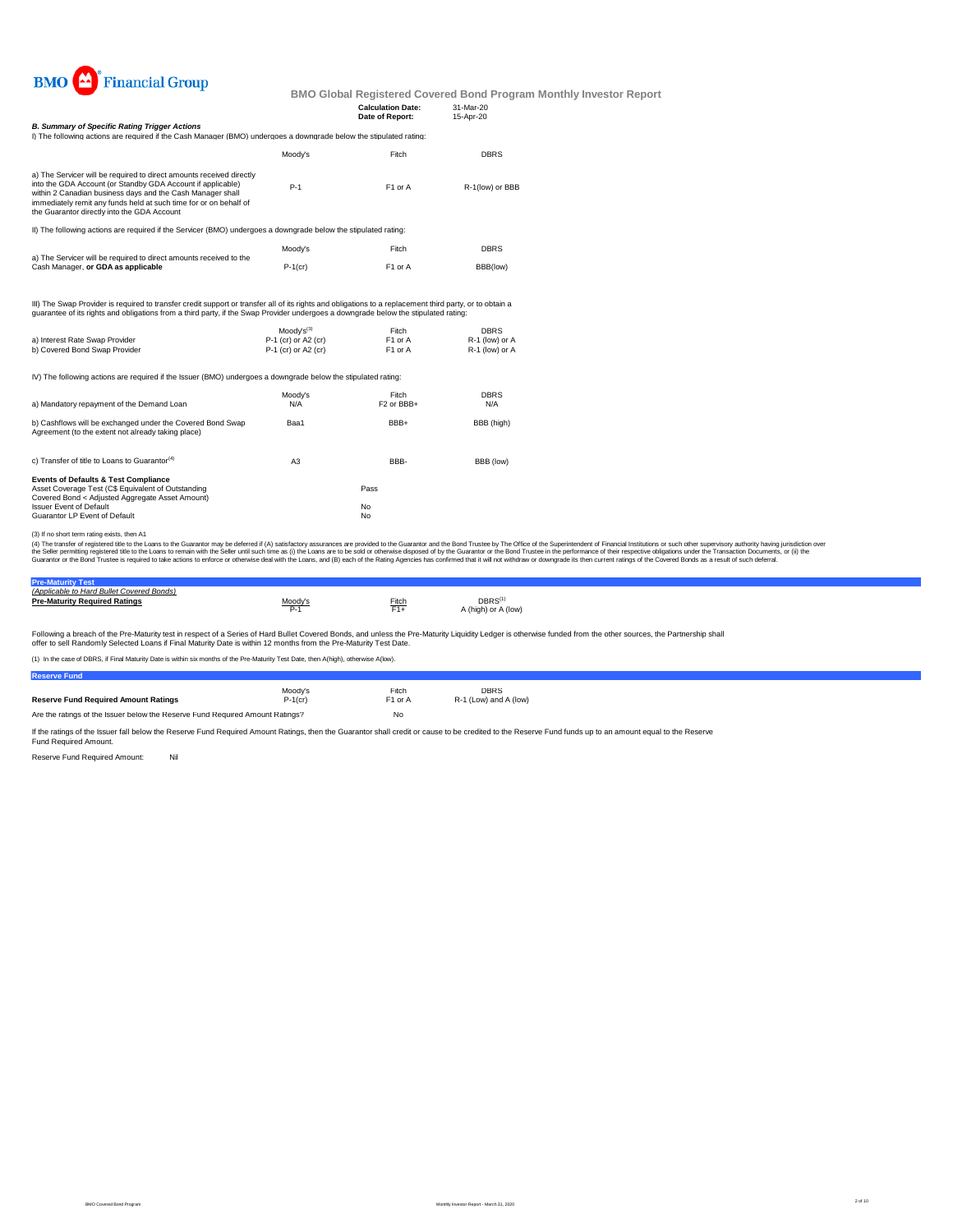BMO Financial Group

**BMO Global Registered Covered Bond Program Monthly Investor Report**

| | |
|---|---|
| **Calculation Date:** | 31-Mar-20 |
| **Date of Report:** | 15-Apr-20 |

***B. Summary of Specific Rating Trigger Actions***

I) The following actions are required if the Cash Manager (BMO) undergoes a downgrade below the stipulated rating:

| | Moody's | Fitch | DBRS |
|---|---|---|---|
| a) The Servicer will be required to direct amounts received directly into the GDA Account (or Standby GDA Account if applicable) within 2 Canadian business days and the Cash Manager shall immediately remit any funds held at such time for or on behalf of the Guarantor directly into the GDA Account | P-1 | F1 or A | R-1(low) or BBB |

II) The following actions are required if the Servicer (BMO) undergoes a downgrade below the stipulated rating:

| | Moody's | Fitch | DBRS |
|---|---|---|---|
| a) The Servicer will be required to direct amounts received to the Cash Manager, **or GDA as applicable** | P-1(cr) | F1 or A | BBB(low) |

III) The Swap Provider is required to transfer credit support or transfer all of its rights and obligations to a replacement third party, or to obtain a guarantee of its rights and obligations from a third party, if the Swap Provider undergoes a downgrade below the stipulated rating:

| | Moody's[3] | Fitch | DBRS |
|---|---|---|---|
| a) Interest Rate Swap Provider | P-1 (cr) or A2 (cr) | F1 or A | R-1 (low) or A |
| b) Covered Bond Swap Provider | P-1 (cr) or A2 (cr) | F1 or A | R-1 (low) or A |

IV) The following actions are required if the Issuer (BMO) undergoes a downgrade below the stipulated rating:

| | Moody's | Fitch | DBRS |
|---|---|---|---|
| a) Mandatory repayment of the Demand Loan | N/A | F2 or BBB+ | N/A |
| b) Cashflows will be exchanged under the Covered Bond Swap Agreement (to the extent not already taking place) | Baa1 | BBB+ | BBB (high) |
| c) Transfer of title to Loans to Guarantor[4] | A3 | BBB- | BBB (low) |

| **Events of Defaults & Test Compliance** | |
|---|---|
| Asset Coverage Test (C$ Equivalent of Outstanding Covered Bond < Adjusted Aggregate Asset Amount) | Pass |
| Issuer Event of Default | No |
| Guarantor LP Event of Default | No |

(3) If no short term rating exists, then A1

(4) The transfer of registered title to the Loans to the Guarantor may be deferred if (A) satisfactory assurances are provided to the Guarantor and the Bond Trustee by The Office of the Superintendent of Financial Institutions or such other supervisory authority having jurisdiction over the Seller permitting registered title to the Loans to remain with the Seller until such time as (i) the Loans are to be sold or otherwise disposed of by the Guarantor or the Bond Trustee in the performance of their respective obligations under the Transaction Documents, or (ii) the Guarantor or the Bond Trustee is required to take actions to enforce or otherwise deal with the Loans, and (B) each of the Rating Agencies has confirmed that it will not withdraw or downgrade its then current ratings of the Covered Bonds as a result of such deferral.

**Pre-Maturity Test**

*(Applicable to Hard Bullet Covered Bonds)*

| **Pre-Maturity Required Ratings** | Moody's | Fitch | DBRS[1] |
|---|---|---|---|
| | P-1 | F1+ | A (high) or A (low) |

Following a breach of the Pre-Maturity test in respect of a Series of Hard Bullet Covered Bonds, and unless the Pre-Maturity Liquidity Ledger is otherwise funded from the other sources, the Partnership shall offer to sell Randomly Selected Loans if Final Maturity Date is within 12 months from the Pre-Maturity Test Date.

(1) In the case of DBRS, if Final Maturity Date is within six months of the Pre-Maturity Test Date, then A(high), otherwise A(low).

**Reserve Fund**

| | Moody's | Fitch | DBRS |
|---|---|---|---|
| **Reserve Fund Required Amount Ratings** | P-1(cr) | F1 or A | R-1 (Low) and A (low) |
| Are the ratings of the Issuer below the Reserve Fund Required Amount Ratings? | | No | |

If the ratings of the Issuer fall below the Reserve Fund Required Amount Ratings, then the Guarantor shall credit or cause to be credited to the Reserve Fund funds up to an amount equal to the Reserve Fund Required Amount.

Reserve Fund Required Amount: Nil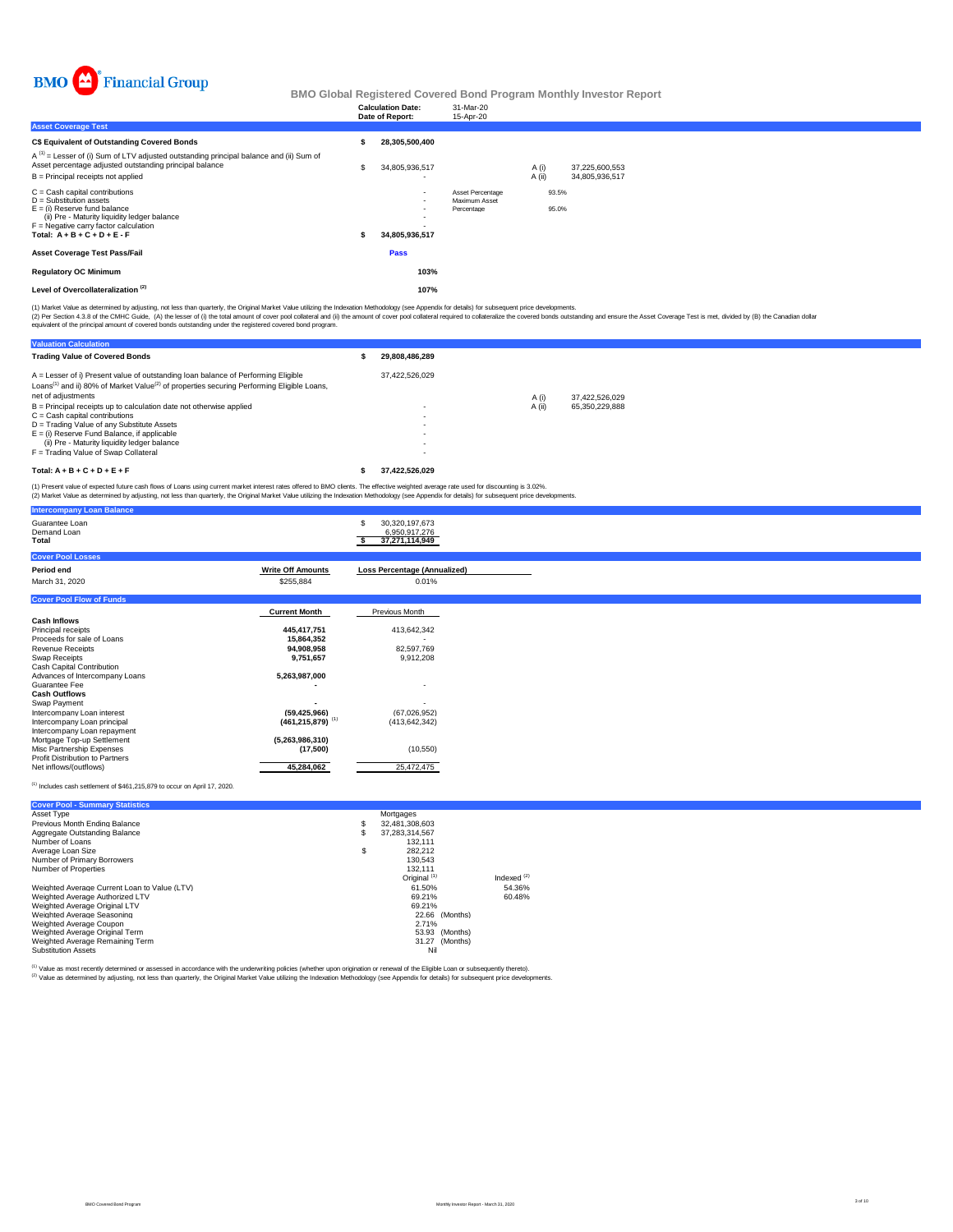BMO Financial Group

## BMO Global Registered Covered Bond Program Monthly Investor Report

| | |
|---|---|
| **Calculation Date:** | 31-Mar-20 |
| **Date of Report:** | 15-Apr-20 |

### Asset Coverage Test

| | | | | |
|---|---|---|---|---|
| **C$ Equivalent of Outstanding Covered Bonds** | **$ 28,305,500,400** | | | |
| A [1] = Lesser of (i) Sum of LTV adjusted outstanding principal balance and (ii) Sum of Asset percentage adjusted outstanding principal balance | $ 34,805,936,517 | | A (i) | 37,225,600,553 |
| B = Principal receipts not applied | - | | A (ii) | 34,805,936,517 |
| C = Cash capital contributions | - | Asset Percentage | 93.5% | |
| D = Substitution assets | - | Maximum Asset Percentage | 95.0% | |
| E = (i) Reserve fund balance | - | | | |
| (ii) Pre - Maturity liquidity ledger balance | - | | | |
| F = Negative carry factor calculation | - | | | |
| **Total: A + B + C + D + E - F** | **$ 34,805,936,517** | | | |
| **Asset Coverage Test Pass/Fail** | **Pass** | | | |
| **Regulatory OC Minimum** | **103%** | | | |
| **Level of Overcollateralization [2]** | **107%** | | | |

(1) Market Value as determined by adjusting, not less than quarterly, the Original Market Value utilizing the Indexation Methodology (see Appendix for details) for subsequent price developments.
(2) Per Section 4.3.8 of the CMHC Guide, (A) the lesser of (i) the total amount of cover pool collateral and (ii) the amount of cover pool collateral required to collateralize the covered bonds outstanding and ensure the Asset Coverage Test is met, divided by (B) the Canadian dollar equivalent of the principal amount of covered bonds outstanding under the registered covered bond program.

### Valuation Calculation

| | | | |
|---|---|---|---|
| **Trading Value of Covered Bonds** | **$ 29,808,486,289** | | |
| A = Lesser of i) Present value of outstanding loan balance of Performing Eligible Loans[1] and ii) 80% of Market Value[2] of properties securing Performing Eligible Loans, net of adjustments | 37,422,526,029 | A (i) | 37,422,526,029 |
| B = Principal receipts up to calculation date not otherwise applied | - | A (ii) | 65,350,229,888 |
| C = Cash capital contributions | - | | |
| D = Trading Value of any Substitute Assets | - | | |
| E = (i) Reserve Fund Balance, if applicable | - | | |
| (ii) Pre - Maturity liquidity ledger balance | - | | |
| F = Trading Value of Swap Collateral | - | | |
| **Total: A + B + C + D + E + F** | **$ 37,422,526,029** | | |

(1) Present value of expected future cash flows of Loans using current market interest rates offered to BMO clients. The effective weighted average rate used for discounting is 3.02%.
(2) Market Value as determined by adjusting, not less than quarterly, the Original Market Value utilizing the Indexation Methodology (see Appendix for details) for subsequent price developments.

### Intercompany Loan Balance

| | |
|---|---|
| Guarantee Loan | $ 30,320,197,673 |
| Demand Loan | 6,950,917,276 |
| **Total** | **$ 37,271,114,949** |

### Cover Pool Losses

| Period end | Write Off Amounts | Loss Percentage (Annualized) |
|---|---|---|
| March 31, 2020 | $255,884 | 0.01% |

### Cover Pool Flow of Funds

| | Current Month | Previous Month |
|---|---|---|
| **Cash Inflows** | | |
| Principal receipts | 445,417,751 | 413,642,342 |
| Proceeds for sale of Loans | 15,864,352 | - |
| Revenue Receipts | 94,908,958 | 82,597,769 |
| Swap Receipts | 9,751,657 | 9,912,208 |
| Cash Capital Contribution | | |
| Advances of Intercompany Loans | 5,263,987,000 | |
| Guarantee Fee | - | - |
| **Cash Outflows** | | |
| Swap Payment | - | - |
| Intercompany Loan interest | (59,425,966) | (67,026,952) |
| Intercompany Loan principal | (461,215,879) [1] | (413,642,342) |
| Intercompany Loan repayment | | |
| Mortgage Top-up Settlement | (5,263,986,310) | |
| Misc Partnership Expenses | (17,500) | (10,550) |
| Profit Distribution to Partners | | |
| Net inflows/(outflows) | 45,284,062 | 25,472,475 |

[1] Includes cash settlement of $461,215,879 to occur on April 17, 2020.

### Cover Pool - Summary Statistics

| | | |
|---|---|---|
| Asset Type | Mortgages | |
| Previous Month Ending Balance | $ 32,481,308,603 | |
| Aggregate Outstanding Balance | $ 37,283,314,567 | |
| Number of Loans | 132,111 | |
| Average Loan Size | $ 282,212 | |
| Number of Primary Borrowers | 130,543 | |
| Number of Properties | 132,111 | |
| | Original [1] | Indexed [2] |
| Weighted Average Current Loan to Value (LTV) | 61.50% | 54.36% |
| Weighted Average Authorized LTV | 69.21% | 60.48% |
| Weighted Average Original LTV | 69.21% | |
| Weighted Average Seasoning | 22.66 (Months) | |
| Weighted Average Coupon | 2.71% | |
| Weighted Average Original Term | 53.93 (Months) | |
| Weighted Average Remaining Term | 31.27 (Months) | |
| Substitution Assets | Nil | |

[1] Value as most recently determined or assessed in accordance with the underwriting policies (whether upon origination or renewal of the Eligible Loan or subsequently thereto).
[2] Value as determined by adjusting, not less than quarterly, the Original Market Value utilizing the Indexation Methodology (see Appendix for details) for subsequent price developments.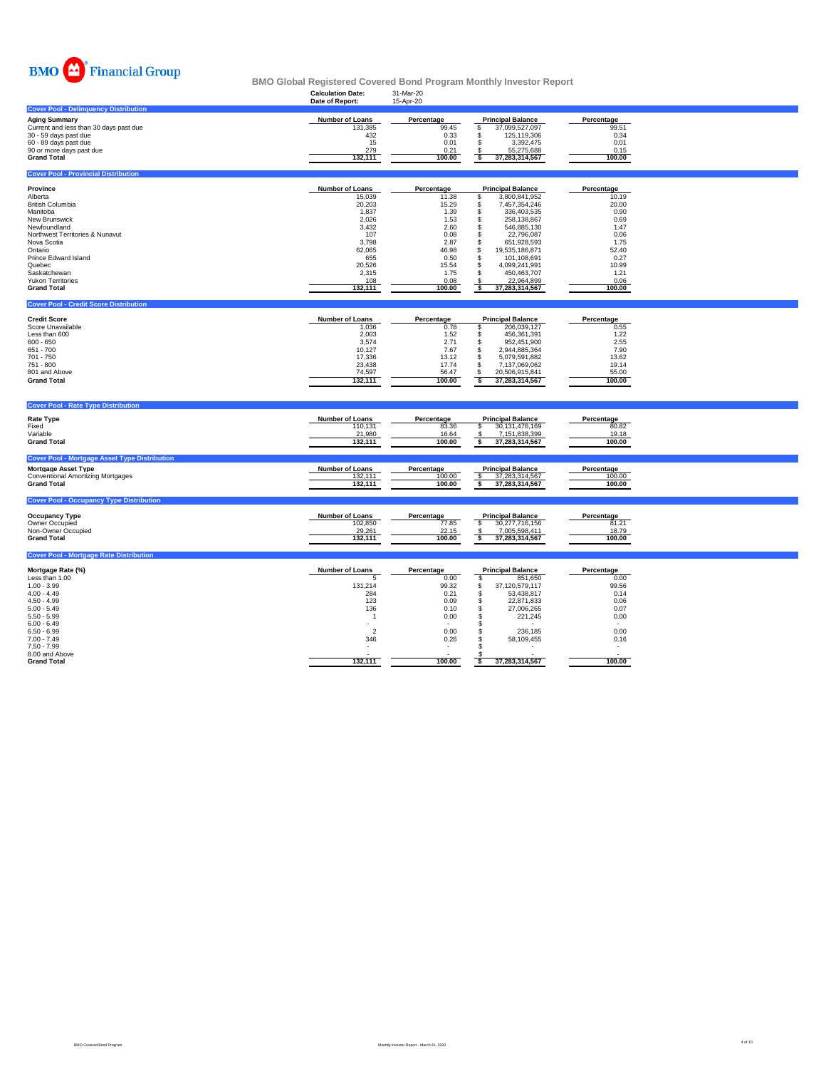BMO Financial Group

# BMO Global Registered Covered Bond Program Monthly Investor Report

**Calculation Date:** 31-Mar-20
**Date of Report:** 15-Apr-20

## Cover Pool - Delinquency Distribution

| Aging Summary | Number of Loans | Percentage | Principal Balance | Percentage |
|---|---|---|---|---|
| Current and less than 30 days past due | 131,385 | 99.45 | $ 37,099,527,097 | 99.51 |
| 30 - 59 days past due | 432 | 0.33 | $ 125,119,306 | 0.34 |
| 60 - 89 days past due | 15 | 0.01 | $ 3,392,475 | 0.01 |
| 90 or more days past due | 279 | 0.21 | $ 55,275,688 | 0.15 |
| **Grand Total** | **132,111** | **100.00** | **$ 37,283,314,567** | **100.00** |

## Cover Pool - Provincial Distribution

| Province | Number of Loans | Percentage | Principal Balance | Percentage |
|---|---|---|---|---|
| Alberta | 15,039 | 11.38 | $ 3,800,841,952 | 10.19 |
| British Columbia | 20,203 | 15.29 | $ 7,457,354,246 | 20.00 |
| Manitoba | 1,837 | 1.39 | $ 336,403,535 | 0.90 |
| New Brunswick | 2,026 | 1.53 | $ 258,138,867 | 0.69 |
| Newfoundland | 3,432 | 2.60 | $ 546,885,130 | 1.47 |
| Northwest Territories & Nunavut | 107 | 0.08 | $ 22,796,087 | 0.06 |
| Nova Scotia | 3,798 | 2.87 | $ 651,928,593 | 1.75 |
| Ontario | 62,065 | 46.98 | $ 19,535,186,871 | 52.40 |
| Prince Edward Island | 655 | 0.50 | $ 101,108,691 | 0.27 |
| Quebec | 20,526 | 15.54 | $ 4,099,241,991 | 10.99 |
| Saskatchewan | 2,315 | 1.75 | $ 450,463,707 | 1.21 |
| Yukon Territories | 108 | 0.08 | $ 22,964,899 | 0.06 |
| **Grand Total** | **132,111** | **100.00** | **$ 37,283,314,567** | **100.00** |

## Cover Pool - Credit Score Distribution

| Credit Score | Number of Loans | Percentage | Principal Balance | Percentage |
|---|---|---|---|---|
| Score Unavailable | 1,036 | 0.78 | $ 206,039,127 | 0.55 |
| Less than 600 | 2,003 | 1.52 | $ 456,361,391 | 1.22 |
| 600 - 650 | 3,574 | 2.71 | $ 952,451,900 | 2.55 |
| 651 - 700 | 10,127 | 7.67 | $ 2,944,885,364 | 7.90 |
| 701 - 750 | 17,336 | 13.12 | $ 5,079,591,882 | 13.62 |
| 751 - 800 | 23,438 | 17.74 | $ 7,137,069,062 | 19.14 |
| 801 and Above | 74,597 | 56.47 | $ 20,506,915,841 | 55.00 |
| **Grand Total** | **132,111** | **100.00** | **$ 37,283,314,567** | **100.00** |

## Cover Pool - Rate Type Distribution

| Rate Type | Number of Loans | Percentage | Principal Balance | Percentage |
|---|---|---|---|---|
| Fixed | 110,131 | 83.36 | $ 30,131,476,169 | 80.82 |
| Variable | 21,980 | 16.64 | $ 7,151,838,399 | 19.18 |
| **Grand Total** | **132,111** | **100.00** | **$ 37,283,314,567** | **100.00** |

## Cover Pool - Mortgage Asset Type Distribution

| Mortgage Asset Type | Number of Loans | Percentage | Principal Balance | Percentage |
|---|---|---|---|---|
| Conventional Amortizing Mortgages | 132,111 | 100.00 | $ 37,283,314,567 | 100.00 |
| **Grand Total** | **132,111** | **100.00** | **$ 37,283,314,567** | **100.00** |

## Cover Pool - Occupancy Type Distribution

| Occupancy Type | Number of Loans | Percentage | Principal Balance | Percentage |
|---|---|---|---|---|
| Owner Occupied | 102,850 | 77.85 | $ 30,277,716,156 | 81.21 |
| Non-Owner Occupied | 29,261 | 22.15 | $ 7,005,598,411 | 18.79 |
| **Grand Total** | **132,111** | **100.00** | **$ 37,283,314,567** | **100.00** |

## Cover Pool - Mortgage Rate Distribution

| Mortgage Rate (%) | Number of Loans | Percentage | Principal Balance | Percentage |
|---|---|---|---|---|
| Less than 1.00 | 5 | 0.00 | $ 851,650 | 0.00 |
| 1.00 - 3.99 | 131,214 | 99.32 | $ 37,120,579,117 | 99.56 |
| 4.00 - 4.49 | 284 | 0.21 | $ 53,438,817 | 0.14 |
| 4.50 - 4.99 | 123 | 0.09 | $ 22,871,833 | 0.06 |
| 5.00 - 5.49 | 136 | 0.10 | $ 27,006,265 | 0.07 |
| 5.50 - 5.99 | 1 | 0.00 | $ 221,245 | 0.00 |
| 6.00 - 6.49 | - | - | $ - | - |
| 6.50 - 6.99 | 2 | 0.00 | $ 236,185 | 0.00 |
| 7.00 - 7.49 | 346 | 0.26 | $ 58,109,455 | 0.16 |
| 7.50 - 7.99 | - | - | $ - | - |
| 8.00 and Above | - | - | $ - | - |
| **Grand Total** | **132,111** | **100.00** | **$ 37,283,314,567** | **100.00** |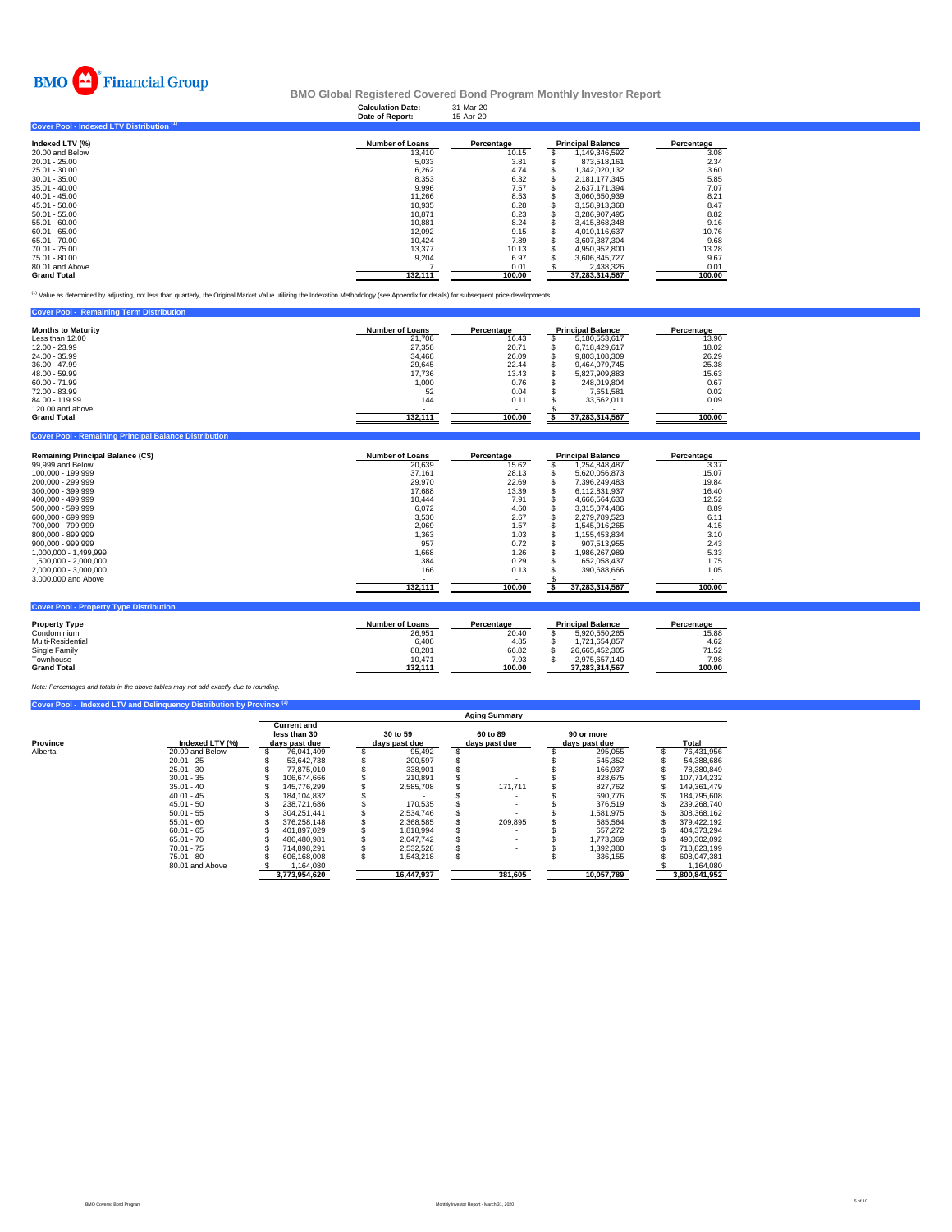BMO Financial Group

## BMO Global Registered Covered Bond Program Monthly Investor Report

| | |
|---|---|
| Calculation Date: | 31-Mar-20 |
| Date of Report: | 15-Apr-20 |

### Cover Pool - Indexed LTV Distribution [1]

| Indexed LTV (%) | Number of Loans | Percentage | Principal Balance | Percentage |
|---|---|---|---|---|
| 20.00 and Below | 13,410 | 10.15 | $ 1,149,346,592 | 3.08 |
| 20.01 - 25.00 | 5,033 | 3.81 | $ 873,518,161 | 2.34 |
| 25.01 - 30.00 | 6,262 | 4.74 | $ 1,342,020,132 | 3.60 |
| 30.01 - 35.00 | 8,353 | 6.32 | $ 2,181,177,345 | 5.85 |
| 35.01 - 40.00 | 9,996 | 7.57 | $ 2,637,171,394 | 7.07 |
| 40.01 - 45.00 | 11,266 | 8.53 | $ 3,060,650,939 | 8.21 |
| 45.01 - 50.00 | 10,935 | 8.28 | $ 3,158,913,368 | 8.47 |
| 50.01 - 55.00 | 10,871 | 8.23 | $ 3,286,907,495 | 8.82 |
| 55.01 - 60.00 | 10,881 | 8.24 | $ 3,415,868,348 | 9.16 |
| 60.01 - 65.00 | 12,092 | 9.15 | $ 4,010,116,637 | 10.76 |
| 65.01 - 70.00 | 10,424 | 7.89 | $ 3,607,387,304 | 9.68 |
| 70.01 - 75.00 | 13,377 | 10.13 | $ 4,950,952,800 | 13.28 |
| 75.01 - 80.00 | 9,204 | 6.97 | $ 3,606,845,727 | 9.67 |
| 80.01 and Above | 7 | 0.01 | $ 2,438,326 | 0.01 |
| **Grand Total** | **132,111** | **100.00** | **37,283,314,567** | **100.00** |

[1] Value as determined by adjusting, not less than quarterly, the Original Market Value utilizing the Indexation Methodology (see Appendix for details) for subsequent price developments.

### Cover Pool - Remaining Term Distribution

| Months to Maturity | Number of Loans | Percentage | Principal Balance | Percentage |
|---|---|---|---|---|
| Less than 12.00 | 21,708 | 16.43 | $ 5,180,553,617 | 13.90 |
| 12.00 - 23.99 | 27,358 | 20.71 | $ 6,718,429,617 | 18.02 |
| 24.00 - 35.99 | 34,468 | 26.09 | $ 9,803,108,309 | 26.29 |
| 36.00 - 47.99 | 29,645 | 22.44 | $ 9,464,079,745 | 25.38 |
| 48.00 - 59.99 | 17,736 | 13.43 | $ 5,827,909,883 | 15.63 |
| 60.00 - 71.99 | 1,000 | 0.76 | $ 248,019,804 | 0.67 |
| 72.00 - 83.99 | 52 | 0.04 | $ 7,651,581 | 0.02 |
| 84.00 - 119.99 | 144 | 0.11 | $ 33,562,011 | 0.09 |
| 120.00 and above | - | - | $ - | - |
| **Grand Total** | **132,111** | **100.00** | **$ 37,283,314,567** | **100.00** |

### Cover Pool - Remaining Principal Balance Distribution

| Remaining Principal Balance (C$) | Number of Loans | Percentage | Principal Balance | Percentage |
|---|---|---|---|---|
| 99,999 and Below | 20,639 | 15.62 | $ 1,254,848,487 | 3.37 |
| 100,000 - 199,999 | 37,161 | 28.13 | $ 5,620,056,873 | 15.07 |
| 200,000 - 299,999 | 29,970 | 22.69 | $ 7,396,249,483 | 19.84 |
| 300,000 - 399,999 | 17,688 | 13.39 | $ 6,112,831,937 | 16.40 |
| 400,000 - 499,999 | 10,444 | 7.91 | $ 4,666,564,633 | 12.52 |
| 500,000 - 599,999 | 6,072 | 4.60 | $ 3,315,074,486 | 8.89 |
| 600,000 - 699,999 | 3,530 | 2.67 | $ 2,279,789,523 | 6.11 |
| 700,000 - 799,999 | 2,069 | 1.57 | $ 1,545,916,265 | 4.15 |
| 800,000 - 899,999 | 1,363 | 1.03 | $ 1,155,453,834 | 3.10 |
| 900,000 - 999,999 | 957 | 0.72 | $ 907,513,955 | 2.43 |
| 1,000,000 - 1,499,999 | 1,668 | 1.26 | $ 1,986,267,989 | 5.33 |
| 1,500,000 - 2,000,000 | 384 | 0.29 | $ 652,058,437 | 1.75 |
| 2,000,000 - 3,000,000 | 166 | 0.13 | $ 390,688,666 | 1.05 |
| 3,000,000 and Above | - | - | $ - | - |
| | **132,111** | **100.00** | **$ 37,283,314,567** | **100.00** |

### Cover Pool - Property Type Distribution

| Property Type | Number of Loans | Percentage | Principal Balance | Percentage |
|---|---|---|---|---|
| Condominium | 26,951 | 20.40 | $ 5,920,550,265 | 15.88 |
| Multi-Residential | 6,408 | 4.85 | $ 1,721,654,857 | 4.62 |
| Single Family | 88,281 | 66.82 | $ 26,665,452,305 | 71.52 |
| Townhouse | 10,471 | 7.93 | $ 2,975,657,140 | 7.98 |
| **Grand Total** | **132,111** | **100.00** | **37,283,314,567** | **100.00** |

*Note: Percentages and totals in the above tables may not add exactly due to rounding.*

### Cover Pool - Indexed LTV and Delinquency Distribution by Province [1]

| | | Aging Summary | | | | |
|---|---|---|---|---|---|---|
| **Province** | **Indexed LTV (%)** | **Current and less than 30 days past due** | **30 to 59 days past due** | **60 to 89 days past due** | **90 or more days past due** | **Total** |
| Alberta | 20.00 and Below | $ 76,041,409 | $ 95,492 | $ - | $ 295,055 | $ 76,431,956 |
| | 20.01 - 25 | $ 53,642,738 | $ 200,597 | $ - | $ 545,352 | $ 54,388,686 |
| | 25.01 - 30 | $ 77,875,010 | $ 338,901 | $ - | $ 166,937 | $ 78,380,849 |
| | 30.01 - 35 | $ 106,674,666 | $ 210,891 | $ - | $ 828,675 | $ 107,714,232 |
| | 35.01 - 40 | $ 145,776,299 | $ 2,585,708 | $ 171,711 | $ 827,762 | $ 149,361,479 |
| | 40.01 - 45 | $ 184,104,832 | $ - | $ - | $ 690,776 | $ 184,795,608 |
| | 45.01 - 50 | $ 238,721,686 | $ 170,535 | $ - | $ 376,519 | $ 239,268,740 |
| | 50.01 - 55 | $ 304,251,441 | $ 2,534,746 | $ - | $ 1,581,975 | $ 308,368,162 |
| | 55.01 - 60 | $ 376,258,148 | $ 2,368,585 | $ 209,895 | $ 585,564 | $ 379,422,192 |
| | 60.01 - 65 | $ 401,897,029 | $ 1,818,994 | $ - | $ 657,272 | $ 404,373,294 |
| | 65.01 - 70 | $ 486,480,981 | $ 2,047,742 | $ - | $ 1,773,369 | $ 490,302,092 |
| | 70.01 - 75 | $ 714,898,291 | $ 2,532,528 | $ - | $ 1,392,380 | $ 718,823,199 |
| | 75.01 - 80 | $ 606,168,008 | $ 1,543,218 | $ - | $ 336,155 | $ 608,047,381 |
| | 80.01 and Above | $ 1,164,080 | | | | $ 1,164,080 |
| | | **3,773,954,620** | **16,447,937** | **381,605** | **10,057,789** | **3,800,841,952** |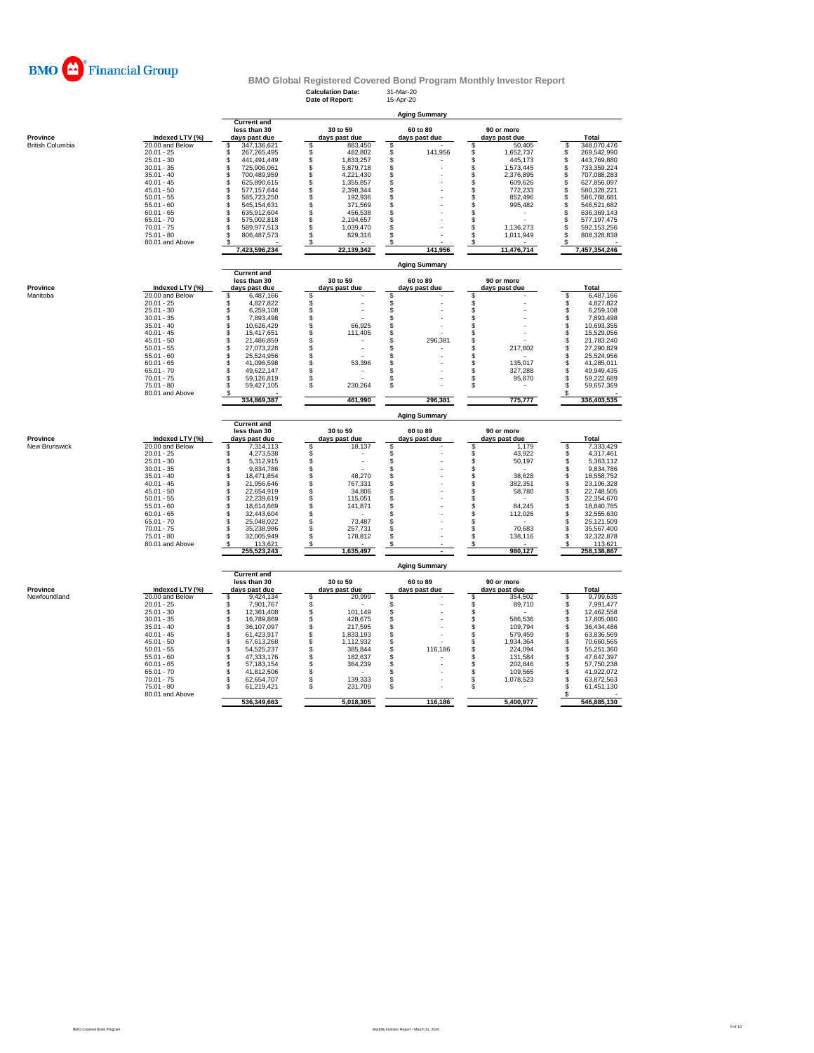BMO Financial Group

# BMO Global Registered Covered Bond Program Monthly Investor Report

**Calculation Date:** 31-Mar-20
**Date of Report:** 15-Apr-20

## Aging Summary

| Province | Indexed LTV (%) | Current and less than 30 days past due | 30 to 59 days past due | 60 to 89 days past due | 90 or more days past due | Total |
|---|---|---|---|---|---|---|
| British Columbia | 20.00 and Below | $ 347,136,621 | $ 883,450 | $ - | $ 50,405 | $ 348,070,476 |
| | 20.01 - 25 | $ 267,265,495 | $ 482,802 | $ 141,956 | $ 1,652,737 | $ 269,542,990 |
| | 25.01 - 30 | $ 441,491,449 | $ 1,833,257 | $ - | $ 445,173 | $ 443,769,880 |
| | 30.01 - 35 | $ 725,906,061 | $ 5,879,718 | $ - | $ 1,573,445 | $ 733,359,224 |
| | 35.01 - 40 | $ 700,489,959 | $ 4,221,430 | $ - | $ 2,376,895 | $ 707,088,283 |
| | 40.01 - 45 | $ 625,890,615 | $ 1,355,857 | $ - | $ 609,626 | $ 627,856,097 |
| | 45.01 - 50 | $ 577,157,644 | $ 2,398,344 | $ - | $ 772,233 | $ 580,328,221 |
| | 50.01 - 55 | $ 585,723,250 | $ 192,936 | $ - | $ 852,496 | $ 586,768,681 |
| | 55.01 - 60 | $ 545,154,631 | $ 371,569 | $ - | $ 995,482 | $ 546,521,682 |
| | 60.01 - 65 | $ 635,912,604 | $ 456,538 | $ - | $ - | $ 636,369,143 |
| | 65.01 - 70 | $ 575,002,818 | $ 2,194,657 | $ - | $ - | $ 577,197,475 |
| | 70.01 - 75 | $ 589,977,513 | $ 1,039,470 | $ - | $ 1,136,273 | $ 592,153,256 |
| | 75.01 - 80 | $ 806,487,573 | $ 829,316 | $ - | $ 1,011,949 | $ 808,328,838 |
| | 80.01 and Above | $ - | $ - | $ - | $ - | $ - |
| | | **7,423,596,234** | **22,139,342** | **141,956** | **11,476,714** | **7,457,354,246** |

## Aging Summary

| Province | Indexed LTV (%) | Current and less than 30 days past due | 30 to 59 days past due | 60 to 89 days past due | 90 or more days past due | Total |
|---|---|---|---|---|---|---|
| Manitoba | 20.00 and Below | $ 6,487,166 | $ - | $ - | $ - | $ 6,487,166 |
| | 20.01 - 25 | $ 4,827,822 | $ - | $ - | $ - | $ 4,827,822 |
| | 25.01 - 30 | $ 6,259,108 | $ - | $ - | $ - | $ 6,259,108 |
| | 30.01 - 35 | $ 7,893,498 | $ - | $ - | $ - | $ 7,893,498 |
| | 35.01 - 40 | $ 10,626,429 | $ 66,925 | $ - | $ - | $ 10,693,355 |
| | 40.01 - 45 | $ 15,417,651 | $ 111,405 | $ - | $ - | $ 15,529,056 |
| | 45.01 - 50 | $ 21,486,859 | $ - | $ 296,381 | $ - | $ 21,783,240 |
| | 50.01 - 55 | $ 27,073,228 | $ - | $ - | $ 217,602 | $ 27,290,829 |
| | 55.01 - 60 | $ 25,524,956 | $ - | $ - | $ - | $ 25,524,956 |
| | 60.01 - 65 | $ 41,096,598 | $ 53,396 | $ - | $ 135,017 | $ 41,285,011 |
| | 65.01 - 70 | $ 49,622,147 | $ - | $ - | $ 327,288 | $ 49,949,435 |
| | 70.01 - 75 | $ 59,126,819 | $ - | $ - | $ 95,870 | $ 59,222,689 |
| | 75.01 - 80 | $ 59,427,105 | $ 230,264 | $ - | $ - | $ 59,657,369 |
| | 80.01 and Above | $ - | | | | $ - |
| | | **334,869,387** | **461,990** | **296,381** | **775,777** | **336,403,535** |

## Aging Summary

| Province | Indexed LTV (%) | Current and less than 30 days past due | 30 to 59 days past due | 60 to 89 days past due | 90 or more days past due | Total |
|---|---|---|---|---|---|---|
| New Brunswick | 20.00 and Below | $ 7,314,113 | $ 18,137 | $ - | $ 1,179 | $ 7,333,429 |
| | 20.01 - 25 | $ 4,273,538 | $ - | $ - | $ 43,922 | $ 4,317,461 |
| | 25.01 - 30 | $ 5,312,915 | $ - | $ - | $ 50,197 | $ 5,363,112 |
| | 30.01 - 35 | $ 9,834,786 | $ - | $ - | $ - | $ 9,834,786 |
| | 35.01 - 40 | $ 18,471,854 | $ 48,270 | $ - | $ 38,628 | $ 18,558,752 |
| | 40.01 - 45 | $ 21,956,646 | $ 767,331 | $ - | $ 382,351 | $ 23,106,328 |
| | 45.01 - 50 | $ 22,654,919 | $ 34,806 | $ - | $ 58,780 | $ 22,748,505 |
| | 50.01 - 55 | $ 22,239,619 | $ 115,051 | $ - | $ - | $ 22,354,670 |
| | 55.01 - 60 | $ 18,614,669 | $ 141,871 | $ - | $ 84,245 | $ 18,840,785 |
| | 60.01 - 65 | $ 32,443,604 | $ - | $ - | $ 112,026 | $ 32,555,630 |
| | 65.01 - 70 | $ 25,048,022 | $ 73,487 | $ - | $ - | $ 25,121,509 |
| | 70.01 - 75 | $ 35,238,986 | $ 257,731 | $ - | $ 70,683 | $ 35,567,400 |
| | 75.01 - 80 | $ 32,005,949 | $ 178,812 | $ - | $ 138,116 | $ 32,322,878 |
| | 80.01 and Above | $ 113,621 | $ - | $ - | $ - | $ 113,621 |
| | | **255,523,243** | **1,635,497** | **-** | **980,127** | **258,138,867** |

## Aging Summary

| Province | Indexed LTV (%) | Current and less than 30 days past due | 30 to 59 days past due | 60 to 89 days past due | 90 or more days past due | Total |
|---|---|---|---|---|---|---|
| Newfoundland | 20.00 and Below | $ 9,424,134 | $ 20,999 | $ - | $ 354,502 | $ 9,799,635 |
| | 20.01 - 25 | $ 7,901,767 | $ - | $ - | $ 89,710 | $ 7,991,477 |
| | 25.01 - 30 | $ 12,361,408 | $ 101,149 | $ - | $ - | $ 12,462,558 |
| | 30.01 - 35 | $ 16,789,869 | $ 428,675 | $ - | $ 586,536 | $ 17,805,080 |
| | 35.01 - 40 | $ 36,107,097 | $ 217,595 | $ - | $ 109,794 | $ 36,434,486 |
| | 40.01 - 45 | $ 61,423,917 | $ 1,833,193 | $ - | $ 579,459 | $ 63,836,569 |
| | 45.01 - 50 | $ 67,613,268 | $ 1,112,932 | $ - | $ 1,934,364 | $ 70,660,565 |
| | 50.01 - 55 | $ 54,525,237 | $ 385,844 | $ 116,186 | $ 224,094 | $ 55,251,360 |
| | 55.01 - 60 | $ 47,333,176 | $ 182,637 | $ - | $ 131,584 | $ 47,647,397 |
| | 60.01 - 65 | $ 57,183,154 | $ 364,239 | $ - | $ 202,846 | $ 57,750,238 |
| | 65.01 - 70 | $ 41,812,506 | $ - | $ - | $ 109,565 | $ 41,922,072 |
| | 70.01 - 75 | $ 62,654,707 | $ 139,333 | $ - | $ 1,078,523 | $ 63,872,563 |
| | 75.01 - 80 | $ 61,219,421 | $ 231,709 | $ - | $ - | $ 61,451,130 |
| | 80.01 and Above | | | | | $ - |
| | | **536,349,663** | **5,018,305** | **116,186** | **5,400,977** | **546,885,130** |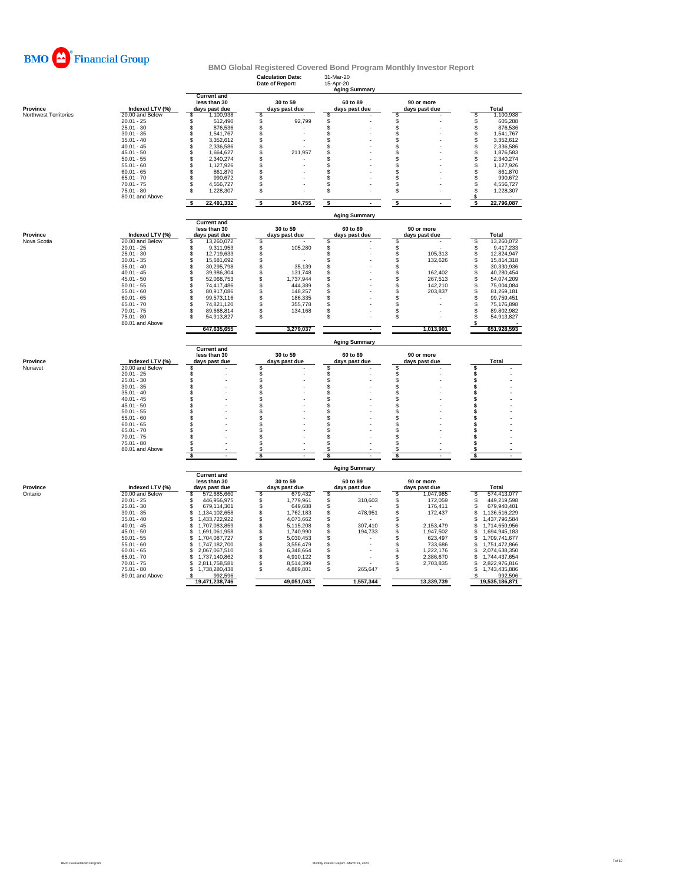BMO Financial Group

# BMO Global Registered Covered Bond Program Monthly Investor Report

**Calculation Date:** 31-Mar-20
**Date of Report:** 15-Apr-20

## Aging Summary

| Province | Indexed LTV (%) | Current and less than 30 days past due | 30 to 59 days past due | 60 to 89 days past due | 90 or more days past due | Total |
|---|---|---|---|---|---|---|
| Northwest Territories | 20.00 and Below | $ 1,100,938 | $ - | $ - | $ - | $ 1,100,938 |
| | 20.01 - 25 | $ 512,490 | $ 92,799 | $ - | $ - | $ 605,288 |
| | 25.01 - 30 | $ 876,536 | $ - | $ - | $ - | $ 876,536 |
| | 30.01 - 35 | $ 1,541,767 | $ - | $ - | $ - | $ 1,541,767 |
| | 35.01 - 40 | $ 3,352,612 | $ - | $ - | $ - | $ 3,352,612 |
| | 40.01 - 45 | $ 2,336,586 | $ - | $ - | $ - | $ 2,336,586 |
| | 45.01 - 50 | $ 1,664,627 | $ 211,957 | $ - | $ - | $ 1,876,583 |
| | 50.01 - 55 | $ 2,340,274 | $ - | $ - | $ - | $ 2,340,274 |
| | 55.01 - 60 | $ 1,127,926 | $ - | $ - | $ - | $ 1,127,926 |
| | 60.01 - 65 | $ 861,870 | $ - | $ - | $ - | $ 861,870 |
| | 65.01 - 70 | $ 990,672 | $ - | $ - | $ - | $ 990,672 |
| | 70.01 - 75 | $ 4,556,727 | $ - | $ - | $ - | $ 4,556,727 |
| | 75.01 - 80 | $ 1,228,307 | $ - | $ - | $ - | $ 1,228,307 |
| | 80.01 and Above | | | | | $ - |
| | | $ 22,491,332 | $ 304,755 | $ - | $ - | $ 22,796,087 |

## Aging Summary

| Province | Indexed LTV (%) | Current and less than 30 days past due | 30 to 59 days past due | 60 to 89 days past due | 90 or more days past due | Total |
|---|---|---|---|---|---|---|
| Nova Scotia | 20.00 and Below | $ 13,260,072 | $ - | $ - | $ - | $ 13,260,072 |
| | 20.01 - 25 | $ 9,311,953 | $ 105,280 | $ - | $ - | $ 9,417,233 |
| | 25.01 - 30 | $ 12,719,633 | $ - | $ - | $ 105,313 | $ 12,824,947 |
| | 30.01 - 35 | $ 15,681,692 | $ - | $ - | $ 132,626 | $ 15,814,318 |
| | 35.01 - 40 | $ 30,295,798 | $ 35,139 | $ - | $ - | $ 30,330,936 |
| | 40.01 - 45 | $ 39,986,304 | $ 131,748 | $ - | $ 162,402 | $ 40,280,454 |
| | 45.01 - 50 | $ 52,068,753 | $ 1,737,944 | $ - | $ 267,513 | $ 54,074,209 |
| | 50.01 - 55 | $ 74,417,486 | $ 444,389 | $ - | $ 142,210 | $ 75,004,084 |
| | 55.01 - 60 | $ 80,917,086 | $ 148,257 | $ - | $ 203,837 | $ 81,269,181 |
| | 60.01 - 65 | $ 99,573,116 | $ 186,335 | $ - | $ - | $ 99,759,451 |
| | 65.01 - 70 | $ 74,821,120 | $ 355,778 | $ - | $ - | $ 75,176,898 |
| | 70.01 - 75 | $ 89,668,814 | $ 134,168 | $ - | $ - | $ 89,802,982 |
| | 75.01 - 80 | $ 54,913,827 | $ - | $ - | $ - | $ 54,913,827 |
| | 80.01 and Above | | | | | $ - |
| | | 647,635,655 | 3,279,037 | - | 1,013,901 | 651,928,593 |

## Aging Summary

| Province | Indexed LTV (%) | Current and less than 30 days past due | 30 to 59 days past due | 60 to 89 days past due | 90 or more days past due | Total |
|---|---|---|---|---|---|---|
| Nunavut | 20.00 and Below | $ - | $ - | $ - | $ - | $ - |
| | 20.01 - 25 | $ - | $ - | $ - | $ - | $ - |
| | 25.01 - 30 | $ - | $ - | $ - | $ - | $ - |
| | 30.01 - 35 | $ - | $ - | $ - | $ - | $ - |
| | 35.01 - 40 | $ - | $ - | $ - | $ - | $ - |
| | 40.01 - 45 | $ - | $ - | $ - | $ - | $ - |
| | 45.01 - 50 | $ - | $ - | $ - | $ - | $ - |
| | 50.01 - 55 | $ - | $ - | $ - | $ - | $ - |
| | 55.01 - 60 | $ - | $ - | $ - | $ - | $ - |
| | 60.01 - 65 | $ - | $ - | $ - | $ - | $ - |
| | 65.01 - 70 | $ - | $ - | $ - | $ - | $ - |
| | 70.01 - 75 | $ - | $ - | $ - | $ - | $ - |
| | 75.01 - 80 | $ - | $ - | $ - | $ - | $ - |
| | 80.01 and Above | $ - | $ - | $ - | $ - | $ - |
| | | $ - | $ - | $ - | $ - | $ - |

## Aging Summary

| Province | Indexed LTV (%) | Current and less than 30 days past due | 30 to 59 days past due | 60 to 89 days past due | 90 or more days past due | Total |
|---|---|---|---|---|---|---|
| Ontario | 20.00 and Below | $ 572,685,660 | $ 679,432 | $ - | $ 1,047,985 | $ 574,413,077 |
| | 20.01 - 25 | $ 446,956,975 | $ 1,779,961 | $ 310,603 | $ 172,059 | $ 449,219,598 |
| | 25.01 - 30 | $ 679,114,301 | $ 649,688 | $ - | $ 176,411 | $ 679,940,401 |
| | 30.01 - 35 | $ 1,134,102,658 | $ 1,762,183 | $ 478,951 | $ 172,437 | $ 1,136,516,229 |
| | 35.01 - 40 | $ 1,433,722,922 | $ 4,073,662 | $ - | $ - | $ 1,437,796,584 |
| | 40.01 - 45 | $ 1,707,083,859 | $ 5,115,208 | $ 307,410 | $ 2,153,479 | $ 1,714,659,956 |
| | 45.01 - 50 | $ 1,691,061,958 | $ 1,740,990 | $ 194,733 | $ 1,947,502 | $ 1,694,945,183 |
| | 50.01 - 55 | $ 1,704,087,727 | $ 5,030,453 | $ - | $ 623,497 | $ 1,709,741,677 |
| | 55.01 - 60 | $ 1,747,182,700 | $ 3,556,479 | $ - | $ 733,686 | $ 1,751,472,866 |
| | 60.01 - 65 | $ 2,067,067,510 | $ 6,348,664 | $ - | $ 1,222,176 | $ 2,074,638,350 |
| | 65.01 - 70 | $ 1,737,140,862 | $ 4,910,122 | $ - | $ 2,386,670 | $ 1,744,437,654 |
| | 70.01 - 75 | $ 2,811,758,581 | $ 8,514,399 | $ - | $ 2,703,835 | $ 2,822,976,816 |
| | 75.01 - 80 | $ 1,738,280,438 | $ 4,889,801 | $ 265,647 | $ - | $ 1,743,435,886 |
| | 80.01 and Above | $ 992,596 | | | | $ 992,596 |
| | | 19,471,238,746 | 49,051,043 | 1,557,344 | 13,339,739 | 19,535,186,871 |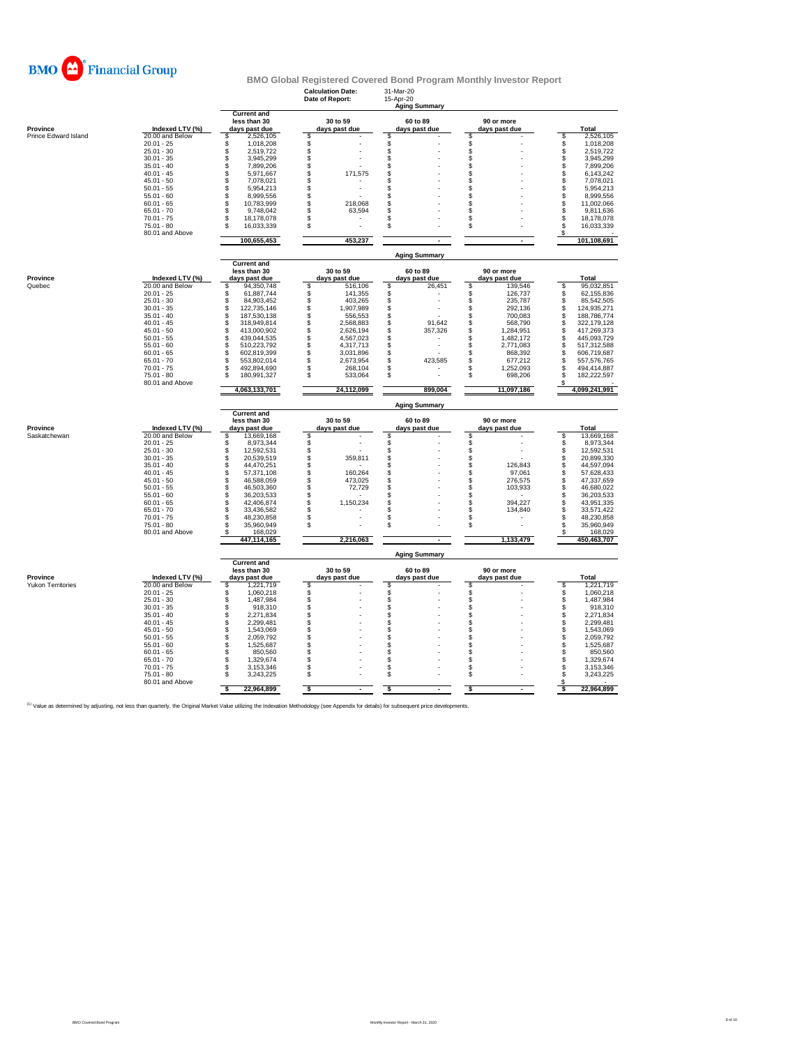BMO Financial Group

# BMO Global Registered Covered Bond Program Monthly Investor Report

**Calculation Date:** 31-Mar-20
**Date of Report:** 15-Apr-20

## Aging Summary

| Province | Indexed LTV (%) | Current and less than 30 days past due | 30 to 59 days past due | 60 to 89 days past due | 90 or more days past due | Total |
|---|---|---|---|---|---|---|
| Prince Edward Island | 20.00 and Below | $ 2,526,105 | $ - | $ - | $ - | $ 2,526,105 |
| | 20.01 - 25 | $ 1,018,208 | $ - | $ - | $ - | $ 1,018,208 |
| | 25.01 - 30 | $ 2,519,722 | $ - | $ - | $ - | $ 2,519,722 |
| | 30.01 - 35 | $ 3,945,299 | $ - | $ - | $ - | $ 3,945,299 |
| | 35.01 - 40 | $ 7,899,206 | $ - | $ - | $ - | $ 7,899,206 |
| | 40.01 - 45 | $ 5,971,667 | $ 171,575 | $ - | $ - | $ 6,143,242 |
| | 45.01 - 50 | $ 7,078,021 | $ - | $ - | $ - | $ 7,078,021 |
| | 50.01 - 55 | $ 5,954,213 | $ - | $ - | $ - | $ 5,954,213 |
| | 55.01 - 60 | $ 8,999,556 | $ - | $ - | $ - | $ 8,999,556 |
| | 60.01 - 65 | $ 10,783,999 | $ 218,068 | $ - | $ - | $ 11,002,066 |
| | 65.01 - 70 | $ 9,748,042 | $ 63,594 | $ - | $ - | $ 9,811,636 |
| | 70.01 - 75 | $ 18,178,078 | $ - | $ - | $ - | $ 18,178,078 |
| | 75.01 - 80 | $ 16,033,339 | $ - | $ - | $ - | $ 16,033,339 |
| | 80.01 and Above | | | | | $ - |
| | | 100,655,453 | 453,237 | - | - | 101,108,691 |

## Aging Summary

| Province | Indexed LTV (%) | Current and less than 30 days past due | 30 to 59 days past due | 60 to 89 days past due | 90 or more days past due | Total |
|---|---|---|---|---|---|---|
| Quebec | 20.00 and Below | $ 94,350,748 | $ 516,106 | $ 26,451 | $ 139,546 | $ 95,032,851 |
| | 20.01 - 25 | $ 61,887,744 | $ 141,355 | $ - | $ 126,737 | $ 62,155,836 |
| | 25.01 - 30 | $ 84,903,452 | $ 403,265 | $ - | $ 235,787 | $ 85,542,505 |
| | 30.01 - 35 | $ 122,735,146 | $ 1,907,989 | $ - | $ 292,136 | $ 124,935,271 |
| | 35.01 - 40 | $ 187,530,138 | $ 556,553 | $ - | $ 700,083 | $ 188,786,774 |
| | 40.01 - 45 | $ 318,949,814 | $ 2,568,883 | $ 91,642 | $ 568,790 | $ 322,179,128 |
| | 45.01 - 50 | $ 413,000,902 | $ 2,626,194 | $ 357,326 | $ 1,284,951 | $ 417,269,373 |
| | 50.01 - 55 | $ 439,044,535 | $ 4,567,023 | $ - | $ 1,482,172 | $ 445,093,729 |
| | 55.01 - 60 | $ 510,223,792 | $ 4,317,713 | $ - | $ 2,771,083 | $ 517,312,588 |
| | 60.01 - 65 | $ 602,819,399 | $ 3,031,896 | $ - | $ 868,392 | $ 606,719,687 |
| | 65.01 - 70 | $ 553,802,014 | $ 2,673,954 | $ 423,585 | $ 677,212 | $ 557,576,765 |
| | 70.01 - 75 | $ 492,894,690 | $ 268,104 | $ - | $ 1,252,093 | $ 494,414,887 |
| | 75.01 - 80 | $ 180,991,327 | $ 533,064 | $ - | $ 698,206 | $ 182,222,597 |
| | 80.01 and Above | | | | | $ - |
| | | 4,063,133,701 | 24,112,099 | 899,004 | 11,097,186 | 4,099,241,991 |

## Aging Summary

| Province | Indexed LTV (%) | Current and less than 30 days past due | 30 to 59 days past due | 60 to 89 days past due | 90 or more days past due | Total |
|---|---|---|---|---|---|---|
| Saskatchewan | 20.00 and Below | $ 13,669,168 | $ - | $ - | $ - | $ 13,669,168 |
| | 20.01 - 25 | $ 8,973,344 | $ - | $ - | $ - | $ 8,973,344 |
| | 25.01 - 30 | $ 12,592,531 | $ - | $ - | $ - | $ 12,592,531 |
| | 30.01 - 35 | $ 20,539,519 | $ 359,811 | $ - | $ - | $ 20,899,330 |
| | 35.01 - 40 | $ 44,470,251 | $ - | $ - | $ 126,843 | $ 44,597,094 |
| | 40.01 - 45 | $ 57,371,108 | $ 160,264 | $ - | $ 97,061 | $ 57,628,433 |
| | 45.01 - 50 | $ 46,588,059 | $ 473,025 | $ - | $ 276,575 | $ 47,337,659 |
| | 50.01 - 55 | $ 46,503,360 | $ 72,729 | $ - | $ 103,933 | $ 46,680,022 |
| | 55.01 - 60 | $ 36,203,533 | $ - | $ - | $ - | $ 36,203,533 |
| | 60.01 - 65 | $ 42,406,874 | $ 1,150,234 | $ - | $ 394,227 | $ 43,951,335 |
| | 65.01 - 70 | $ 33,436,582 | $ - | $ - | $ 134,840 | $ 33,571,422 |
| | 70.01 - 75 | $ 48,230,858 | $ - | $ - | $ - | $ 48,230,858 |
| | 75.01 - 80 | $ 35,960,949 | $ - | $ - | $ - | $ 35,960,949 |
| | 80.01 and Above | $ 168,029 | | | | $ 168,029 |
| | | 447,114,165 | 2,216,063 | - | 1,133,479 | 450,463,707 |

## Aging Summary

| Province | Indexed LTV (%) | Current and less than 30 days past due | 30 to 59 days past due | 60 to 89 days past due | 90 or more days past due | Total |
|---|---|---|---|---|---|---|
| Yukon Territories | 20.00 and Below | $ 1,221,719 | $ - | $ - | $ - | $ 1,221,719 |
| | 20.01 - 25 | $ 1,060,218 | $ - | $ - | $ - | $ 1,060,218 |
| | 25.01 - 30 | $ 1,487,984 | $ - | $ - | $ - | $ 1,487,984 |
| | 30.01 - 35 | $ 918,310 | $ - | $ - | $ - | $ 918,310 |
| | 35.01 - 40 | $ 2,271,834 | $ - | $ - | $ - | $ 2,271,834 |
| | 40.01 - 45 | $ 2,299,481 | $ - | $ - | $ - | $ 2,299,481 |
| | 45.01 - 50 | $ 1,543,069 | $ - | $ - | $ - | $ 1,543,069 |
| | 50.01 - 55 | $ 2,059,792 | $ - | $ - | $ - | $ 2,059,792 |
| | 55.01 - 60 | $ 1,525,687 | $ - | $ - | $ - | $ 1,525,687 |
| | 60.01 - 65 | $ 850,560 | $ - | $ - | $ - | $ 850,560 |
| | 65.01 - 70 | $ 1,329,674 | $ - | $ - | $ - | $ 1,329,674 |
| | 70.01 - 75 | $ 3,153,346 | $ - | $ - | $ - | $ 3,153,346 |
| | 75.01 - 80 | $ 3,243,225 | $ - | $ - | $ - | $ 3,243,225 |
| | 80.01 and Above | | | | | $ - |
| | | $ 22,964,899 | $ - | $ - | $ - | $ 22,964,899 |

[1] Value as determined by adjusting, not less than quarterly, the Original Market Value utilizing the Indexation Methodology (see Appendix for details) for subsequent price developments.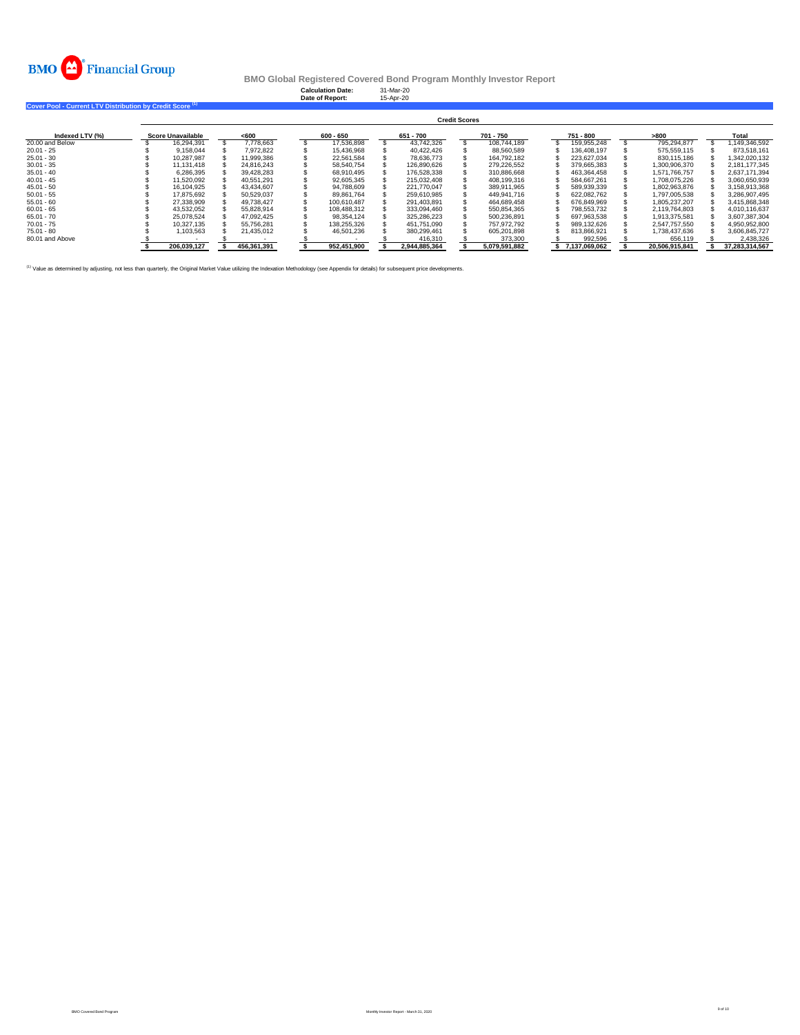BMO Financial Group

# BMO Global Registered Covered Bond Program Monthly Investor Report

**Calculation Date:** 31-Mar-20
**Date of Report:** 15-Apr-20

## Cover Pool - Current LTV Distribution by Credit Score [1]

| | Credit Scores | | | | | | | |
|---|---|---|---|---|---|---|---|---|
| **Indexed LTV (%)** | **Score Unavailable** | **<600** | **600 - 650** | **651 - 700** | **701 - 750** | **751 - 800** | **>800** | **Total** |
| 20.00 and Below | $ 16,294,391 | $ 7,778,663 | $ 17,536,898 | $ 43,742,326 | $ 108,744,189 | $ 159,955,248 | $ 795,294,877 | $ 1,149,346,592 |
| 20.01 - 25 | $ 9,158,044 | $ 7,972,822 | $ 15,436,968 | $ 40,422,426 | $ 88,560,589 | $ 136,408,197 | $ 575,559,115 | $ 873,518,161 |
| 25.01 - 30 | $ 10,287,987 | $ 11,999,386 | $ 22,561,584 | $ 78,636,773 | $ 164,792,182 | $ 223,627,034 | $ 830,115,186 | $ 1,342,020,132 |
| 30.01 - 35 | $ 11,131,418 | $ 24,816,243 | $ 58,540,754 | $ 126,890,626 | $ 279,226,552 | $ 379,665,383 | $ 1,300,906,370 | $ 2,181,177,345 |
| 35.01 - 40 | $ 6,286,395 | $ 39,428,283 | $ 68,910,495 | $ 176,528,338 | $ 310,886,668 | $ 463,364,458 | $ 1,571,766,757 | $ 2,637,171,394 |
| 40.01 - 45 | $ 11,520,092 | $ 40,551,291 | $ 92,605,345 | $ 215,032,408 | $ 408,199,316 | $ 584,667,261 | $ 1,708,075,226 | $ 3,060,650,939 |
| 45.01 - 50 | $ 16,104,925 | $ 43,434,607 | $ 94,788,609 | $ 221,770,047 | $ 389,911,965 | $ 589,939,339 | $ 1,802,963,876 | $ 3,158,913,368 |
| 50.01 - 55 | $ 17,875,692 | $ 50,529,037 | $ 89,861,764 | $ 259,610,985 | $ 449,941,716 | $ 622,082,762 | $ 1,797,005,538 | $ 3,286,907,495 |
| 55.01 - 60 | $ 27,338,909 | $ 49,738,427 | $ 100,610,487 | $ 291,403,891 | $ 464,689,458 | $ 676,849,969 | $ 1,805,237,207 | $ 3,415,868,348 |
| 60.01 - 65 | $ 43,532,052 | $ 55,828,914 | $ 108,488,312 | $ 333,094,460 | $ 550,854,365 | $ 798,553,732 | $ 2,119,764,803 | $ 4,010,116,637 |
| 65.01 - 70 | $ 25,078,524 | $ 47,092,425 | $ 98,354,124 | $ 325,286,223 | $ 500,236,891 | $ 697,963,538 | $ 1,913,375,581 | $ 3,607,387,304 |
| 70.01 - 75 | $ 10,327,135 | $ 55,756,281 | $ 138,255,326 | $ 451,751,090 | $ 757,972,792 | $ 989,132,626 | $ 2,547,757,550 | $ 4,950,952,800 |
| 75.01 - 80 | $ 1,103,563 | $ 21,435,012 | $ 46,501,236 | $ 380,299,461 | $ 605,201,898 | $ 813,866,921 | $ 1,738,437,636 | $ 3,606,845,727 |
| 80.01 and Above | $ - | $ - | $ - | $ 416,310 | $ 373,300 | $ 992,596 | $ 656,119 | $ 2,438,326 |
| | $ 206,039,127 | $ 456,361,391 | $ 952,451,900 | $ 2,944,885,364 | $ 5,079,591,882 | $ 7,137,069,062 | $ 20,506,915,841 | $ 37,283,314,567 |

[1] Value as determined by adjusting, not less than quarterly, the Original Market Value utilizing the Indexation Methodology (see Appendix for details) for subsequent price developments.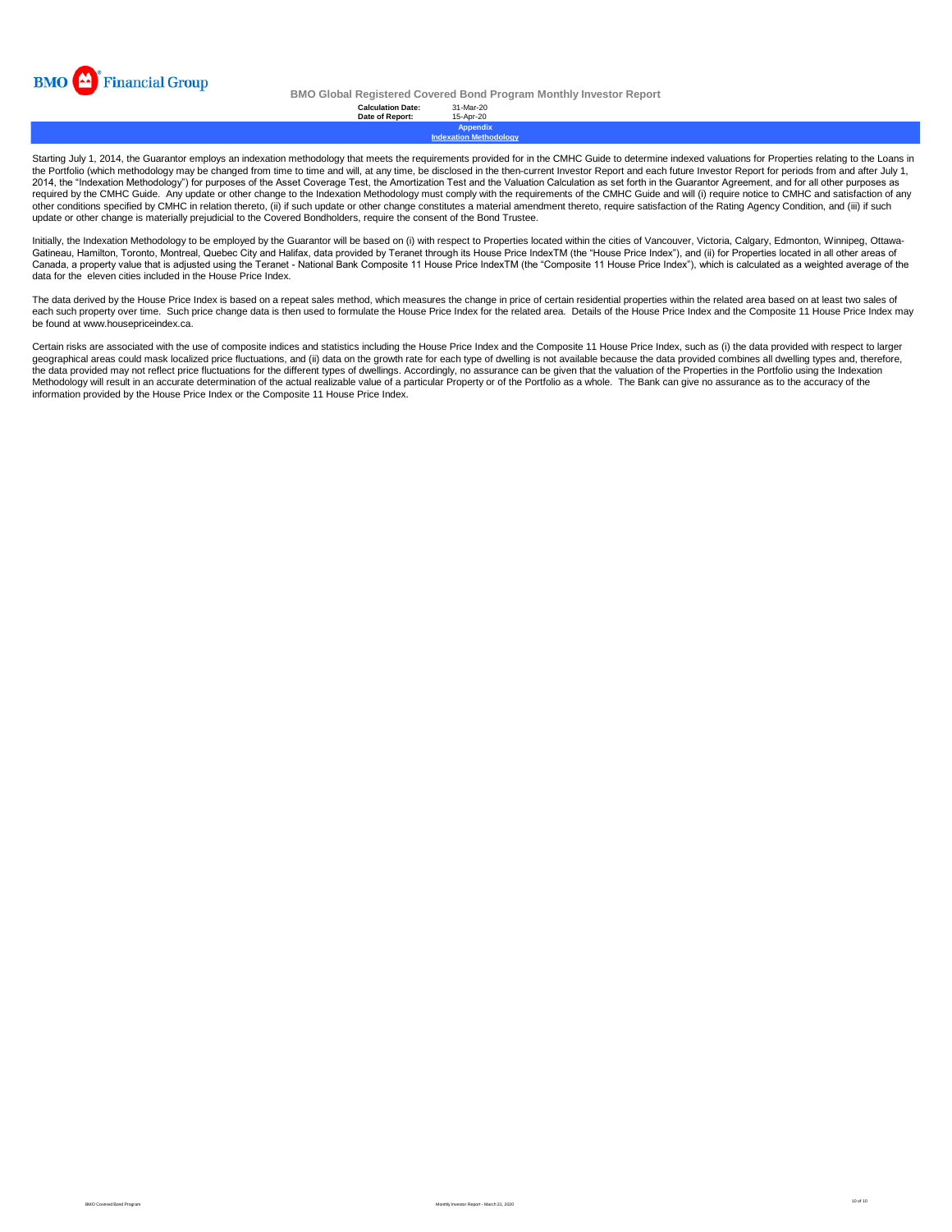BMO Global Registered Covered Bond Program Monthly Investor Report

**Calculation Date:** 31-Mar-20
**Date of Report:** 15-Apr-20

## Appendix

### Indexation Methodology

Starting July 1, 2014, the Guarantor employs an indexation methodology that meets the requirements provided for in the CMHC Guide to determine indexed valuations for Properties relating to the Loans in the Portfolio (which methodology may be changed from time to time and will, at any time, be disclosed in the then-current Investor Report and each future Investor Report for periods from and after July 1, 2014, the "Indexation Methodology") for purposes of the Asset Coverage Test, the Amortization Test and the Valuation Calculation as set forth in the Guarantor Agreement, and for all other purposes as required by the CMHC Guide. Any update or other change to the Indexation Methodology must comply with the requirements of the CMHC Guide and will (i) require notice to CMHC and satisfaction of any other conditions specified by CMHC in relation thereto, (ii) if such update or other change constitutes a material amendment thereto, require satisfaction of the Rating Agency Condition, and (iii) if such update or other change is materially prejudicial to the Covered Bondholders, require the consent of the Bond Trustee.

Initially, the Indexation Methodology to be employed by the Guarantor will be based on (i) with respect to Properties located within the cities of Vancouver, Victoria, Calgary, Edmonton, Winnipeg, Ottawa-Gatineau, Hamilton, Toronto, Montreal, Quebec City and Halifax, data provided by Teranet through its House Price IndexTM (the "House Price Index"), and (ii) for Properties located in all other areas of Canada, a property value that is adjusted using the Teranet - National Bank Composite 11 House Price IndexTM (the "Composite 11 House Price Index"), which is calculated as a weighted average of the data for the eleven cities included in the House Price Index.

The data derived by the House Price Index is based on a repeat sales method, which measures the change in price of certain residential properties within the related area based on at least two sales of each such property over time. Such price change data is then used to formulate the House Price Index for the related area. Details of the House Price Index and the Composite 11 House Price Index may be found at www.housepriceindex.ca.

Certain risks are associated with the use of composite indices and statistics including the House Price Index and the Composite 11 House Price Index, such as (i) the data provided with respect to larger geographical areas could mask localized price fluctuations, and (ii) data on the growth rate for each type of dwelling is not available because the data provided combines all dwelling types and, therefore, the data provided may not reflect price fluctuations for the different types of dwellings. Accordingly, no assurance can be given that the valuation of the Properties in the Portfolio using the Indexation Methodology will result in an accurate determination of the actual realizable value of a particular Property or of the Portfolio as a whole. The Bank can give no assurance as to the accuracy of the information provided by the House Price Index or the Composite 11 House Price Index.